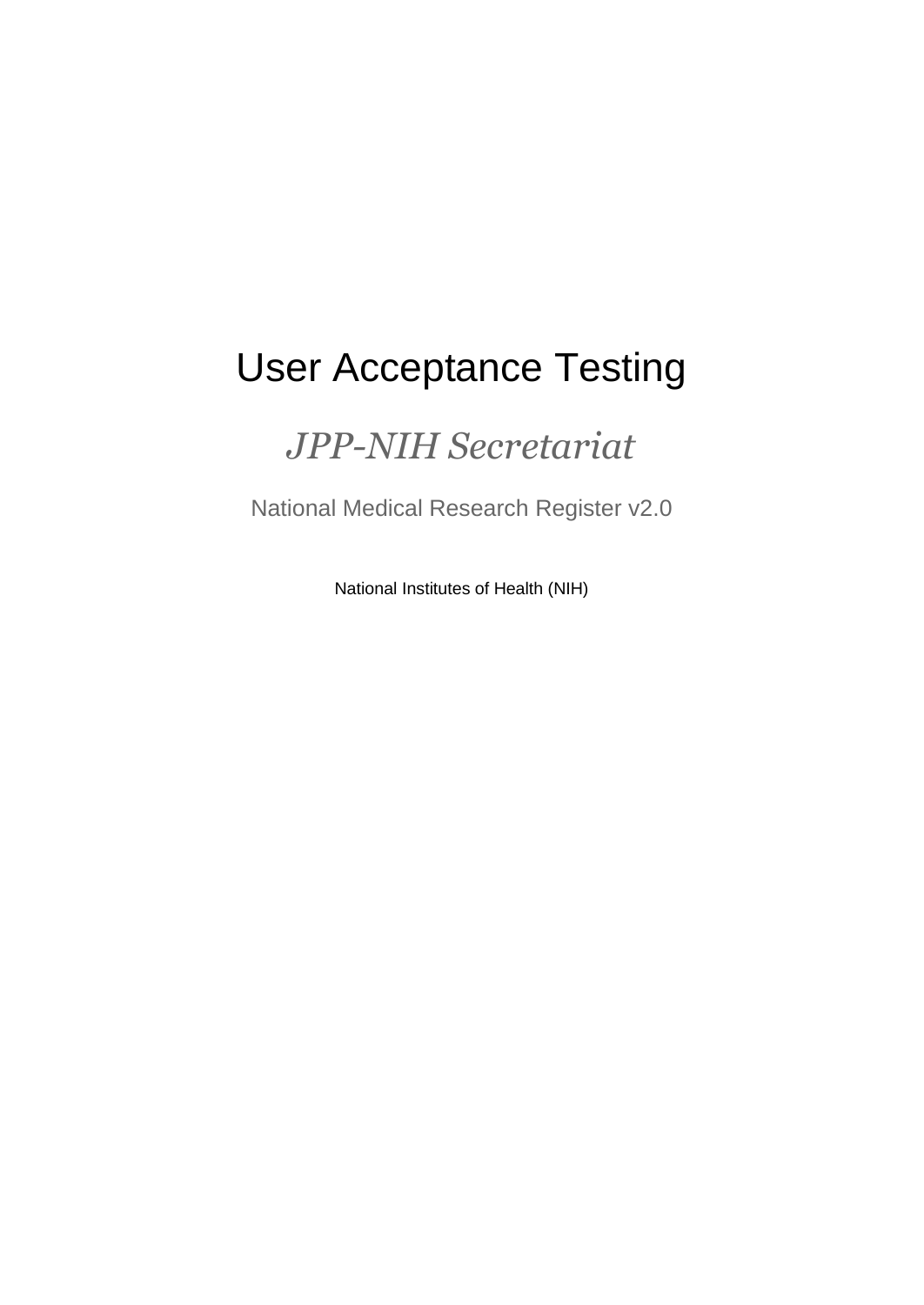# User Acceptance Testing

## *JPP-NIH Secretariat*

National Medical Research Register v2.0

National Institutes of Health (NIH)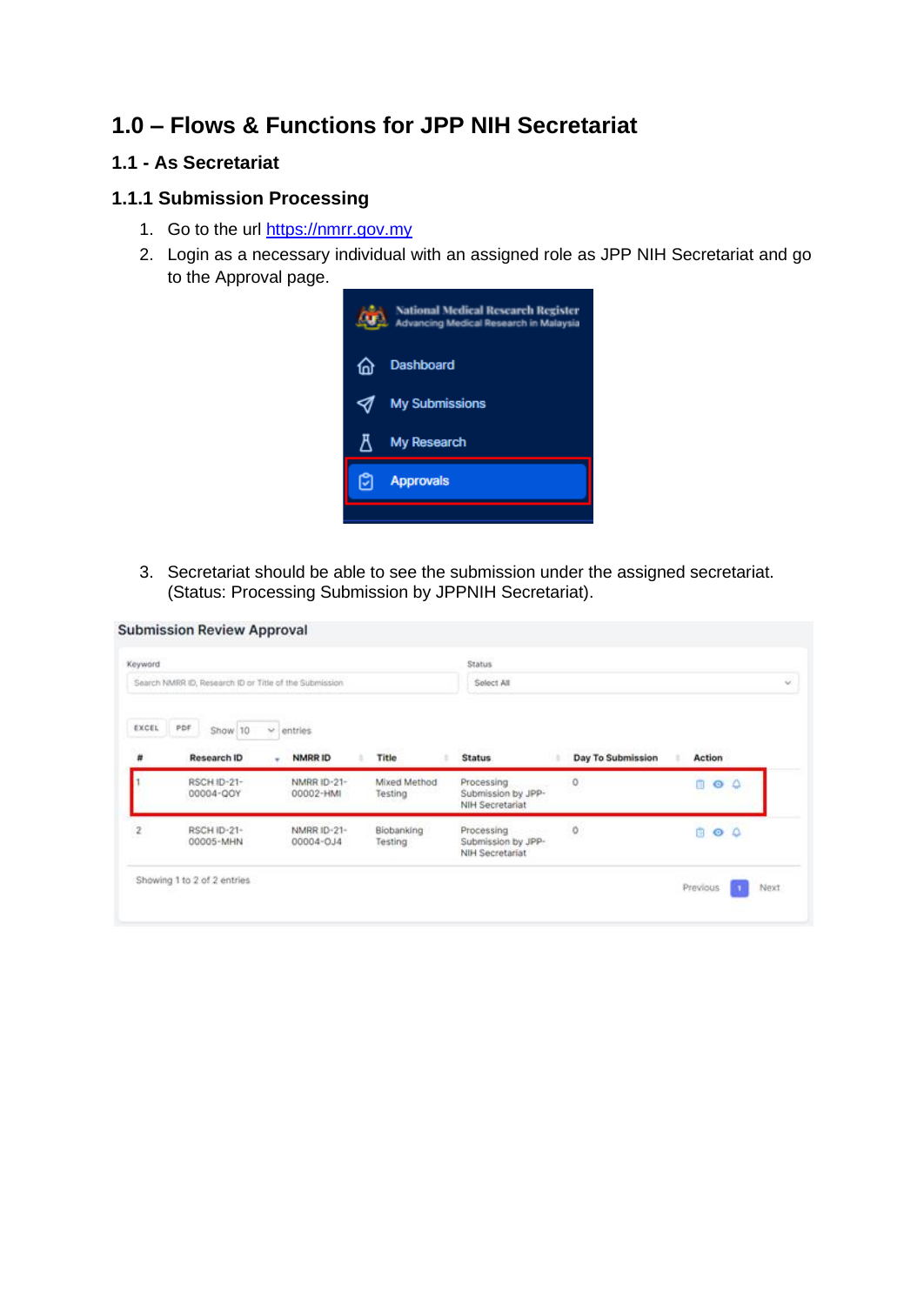# 1.0 – Flows & Functions for JPP NIH Secretariat

## 1.1 - As Secretariat

### 1.1.1 Submission Processing

1. Go to the url https://nmrr.gov.my
2. Login as a necessary individual with an assigned role as JPP NIH Secretariat and go to the Approval page.
3. Secretariat should be able to see the submission under the assigned secretariat. (Status: Processing Submission by JPPNIH Secretariat).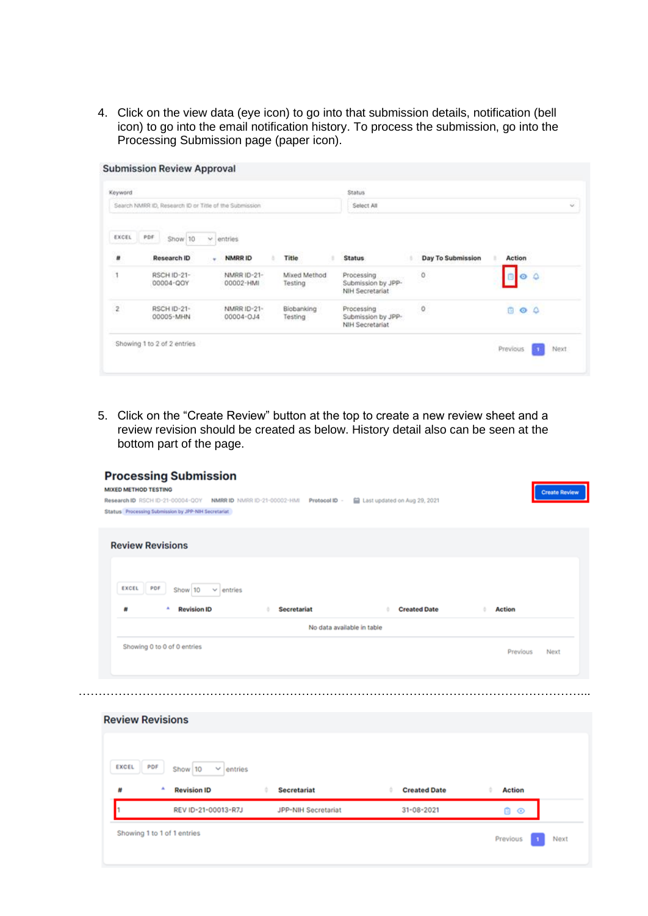4. Click on the view data (eye icon) to go into that submission details, notification (bell icon) to go into the email notification history. To process the submission, go into the Processing Submission page (paper icon).

**Submission Review Approval**

Keyword: Search NMRR ID, Research ID or Title of the Submission

Status: Select All

EXCEL PDF Show 10 entries

| # | Research ID | NMRR ID | Title | Status | Day To Submission | Action |
|---|---|---|---|---|---|---|
| 1 | RSCH ID-21-00004-QOY | NMRR ID-21-00002-HMI | Mixed Method Testing | Processing Submission by JPP-NIH Secretariat | 0 | |
| 2 | RSCH ID-21-00005-MHN | NMRR ID-21-00004-OJ4 | Biobanking Testing | Processing Submission by JPP-NIH Secretariat | 0 | |

Showing 1 to 2 of 2 entries

Previous 1 Next

5. Click on the "Create Review" button at the top to create a new review sheet and a review revision should be created as below. History detail also can be seen at the bottom part of the page.

**Processing Submission**

MIXED METHOD TESTING

Research ID RSCH ID-21-00004-QOY NMRR ID NMRR ID-21-00002-HMI Protocol ID - Last updated on Aug 29, 2021

Status Processing Submission by JPP-NIH Secretariat

Create Review

**Review Revisions**

EXCEL PDF Show 10 entries

| # | Revision ID | Secretariat | Created Date | Action |
|---|---|---|---|---|
| No data available in table | | | | |

Showing 0 to 0 of 0 entries

Previous Next

**Review Revisions**

EXCEL PDF Show 10 entries

| # | Revision ID | Secretariat | Created Date | Action |
|---|---|---|---|---|
| 1 | REV ID-21-00013-R7J | JPP-NIH Secretariat | 31-08-2021 | |

Showing 1 to 1 of 1 entries

Previous 1 Next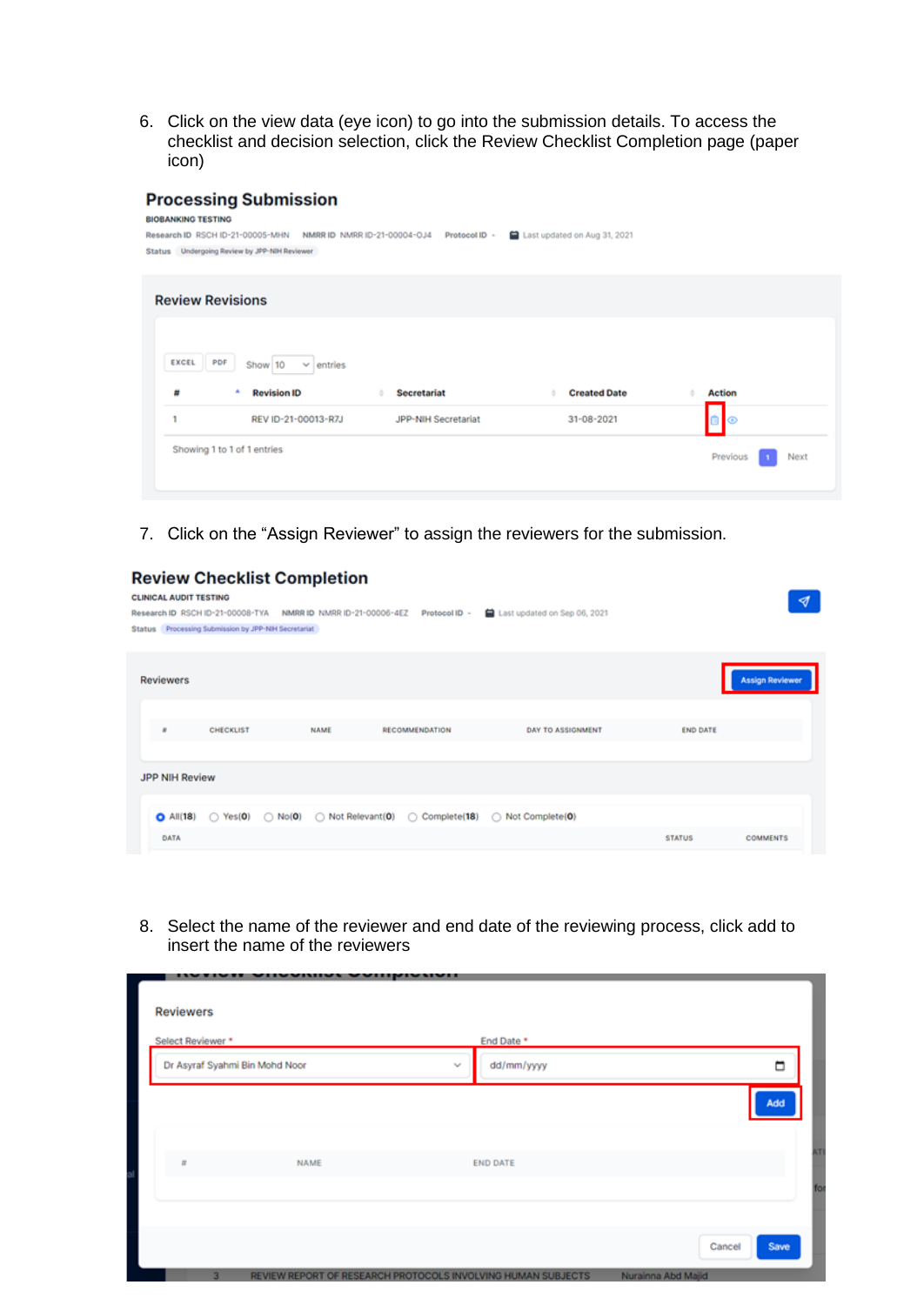6. Click on the view data (eye icon) to go into the submission details. To access the checklist and decision selection, click the Review Checklist Completion page (paper icon)

7. Click on the "Assign Reviewer" to assign the reviewers for the submission.

8. Select the name of the reviewer and end date of the reviewing process, click add to insert the name of the reviewers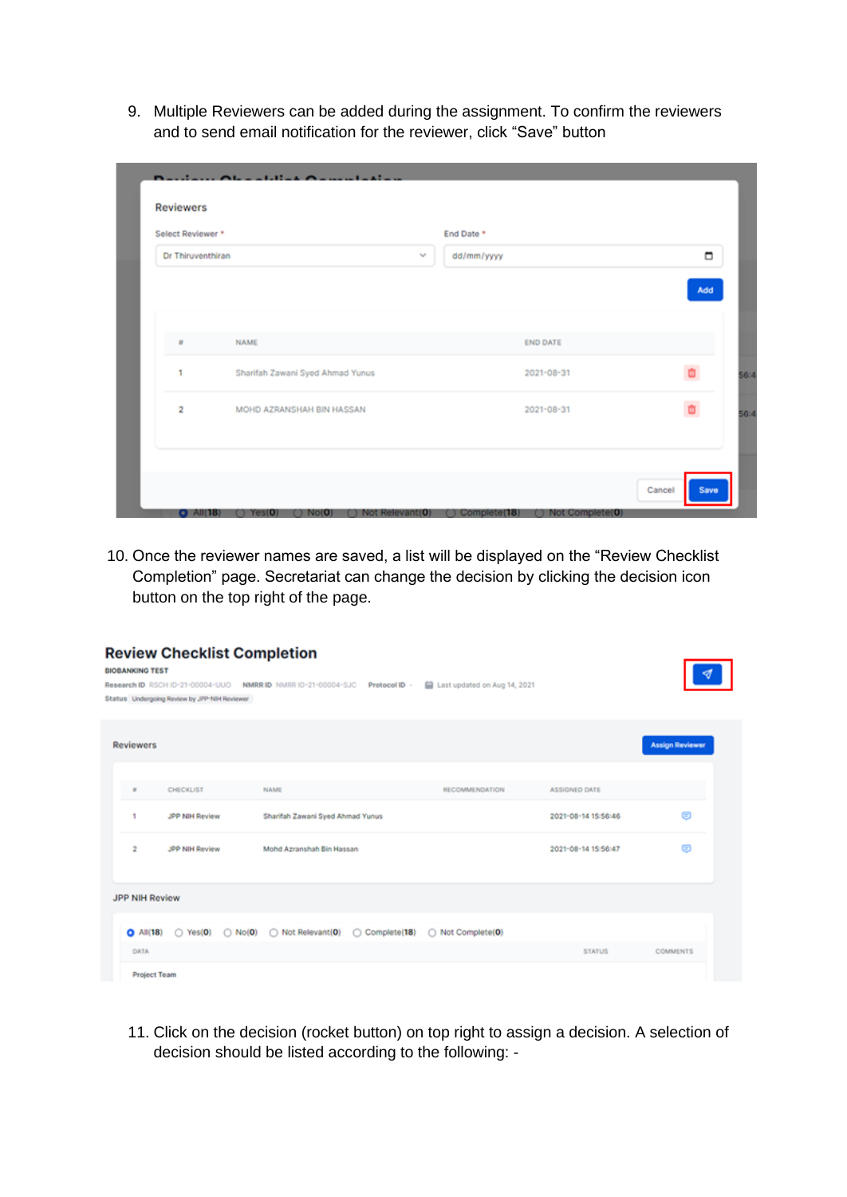9. Multiple Reviewers can be added during the assignment. To confirm the reviewers and to send email notification for the reviewer, click “Save” button

10. Once the reviewer names are saved, a list will be displayed on the “Review Checklist Completion” page. Secretariat can change the decision by clicking the decision icon button on the top right of the page.

11. Click on the decision (rocket button) on top right to assign a decision. A selection of decision should be listed according to the following: -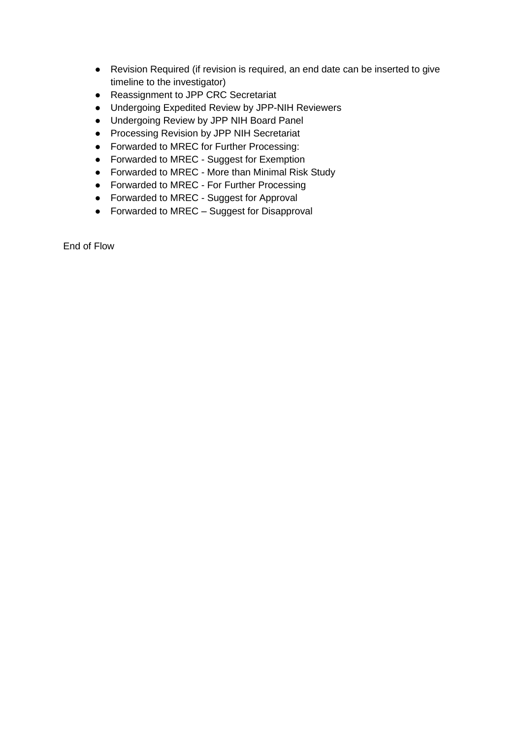- Revision Required (if revision is required, an end date can be inserted to give timeline to the investigator)
- Reassignment to JPP CRC Secretariat
- Undergoing Expedited Review by JPP-NIH Reviewers
- Undergoing Review by JPP NIH Board Panel
- Processing Revision by JPP NIH Secretariat
- Forwarded to MREC for Further Processing:
- Forwarded to MREC - Suggest for Exemption
- Forwarded to MREC - More than Minimal Risk Study
- Forwarded to MREC - For Further Processing
- Forwarded to MREC - Suggest for Approval
- Forwarded to MREC – Suggest for Disapproval

End of Flow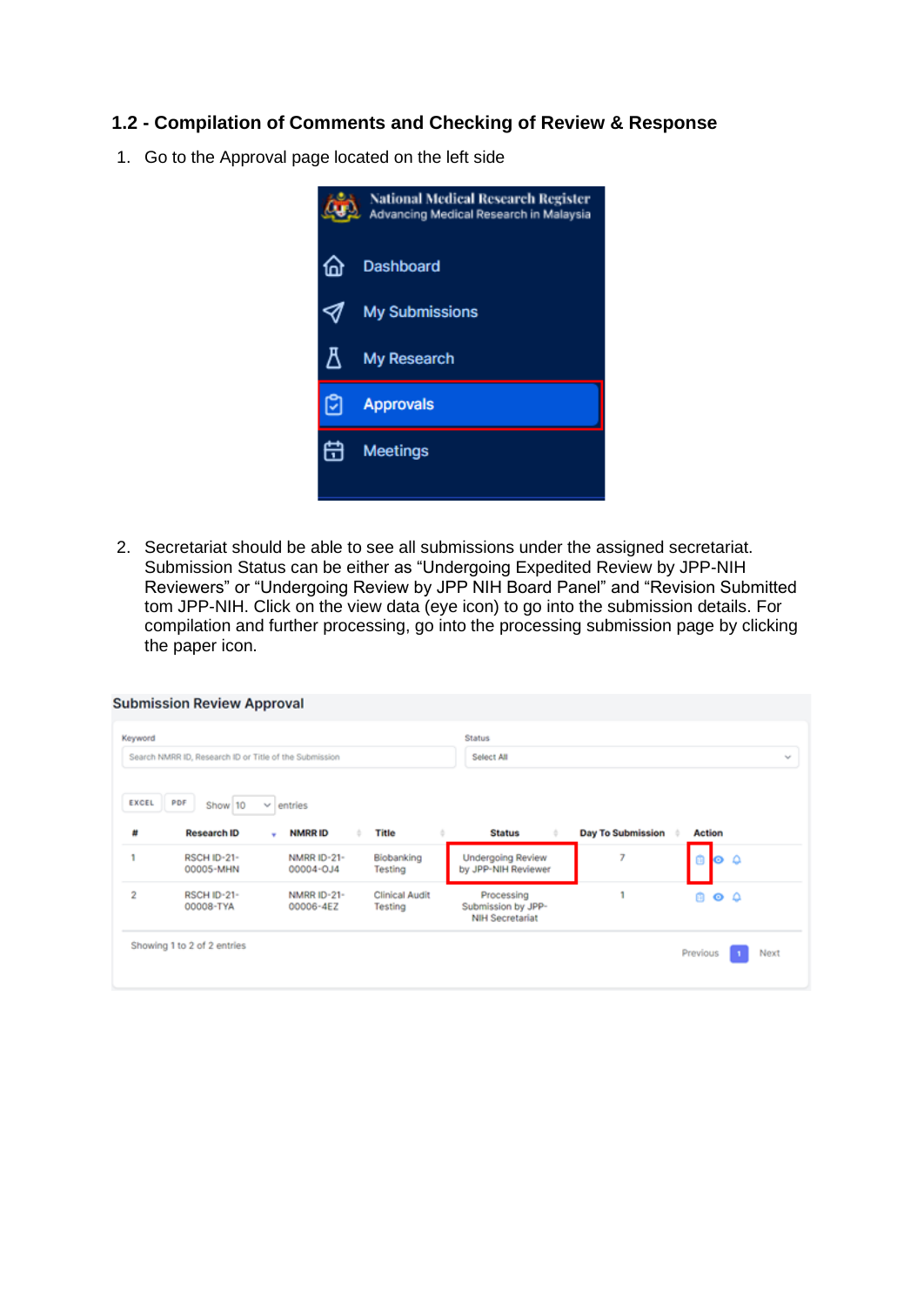## 1.2 - Compilation of Comments and Checking of Review & Response

1. Go to the Approval page located on the left side

2. Secretariat should be able to see all submissions under the assigned secretariat. Submission Status can be either as “Undergoing Expedited Review by JPP-NIH Reviewers” or “Undergoing Review by JPP NIH Board Panel” and “Revision Submitted tom JPP-NIH. Click on the view data (eye icon) to go into the submission details. For compilation and further processing, go into the processing submission page by clicking the paper icon.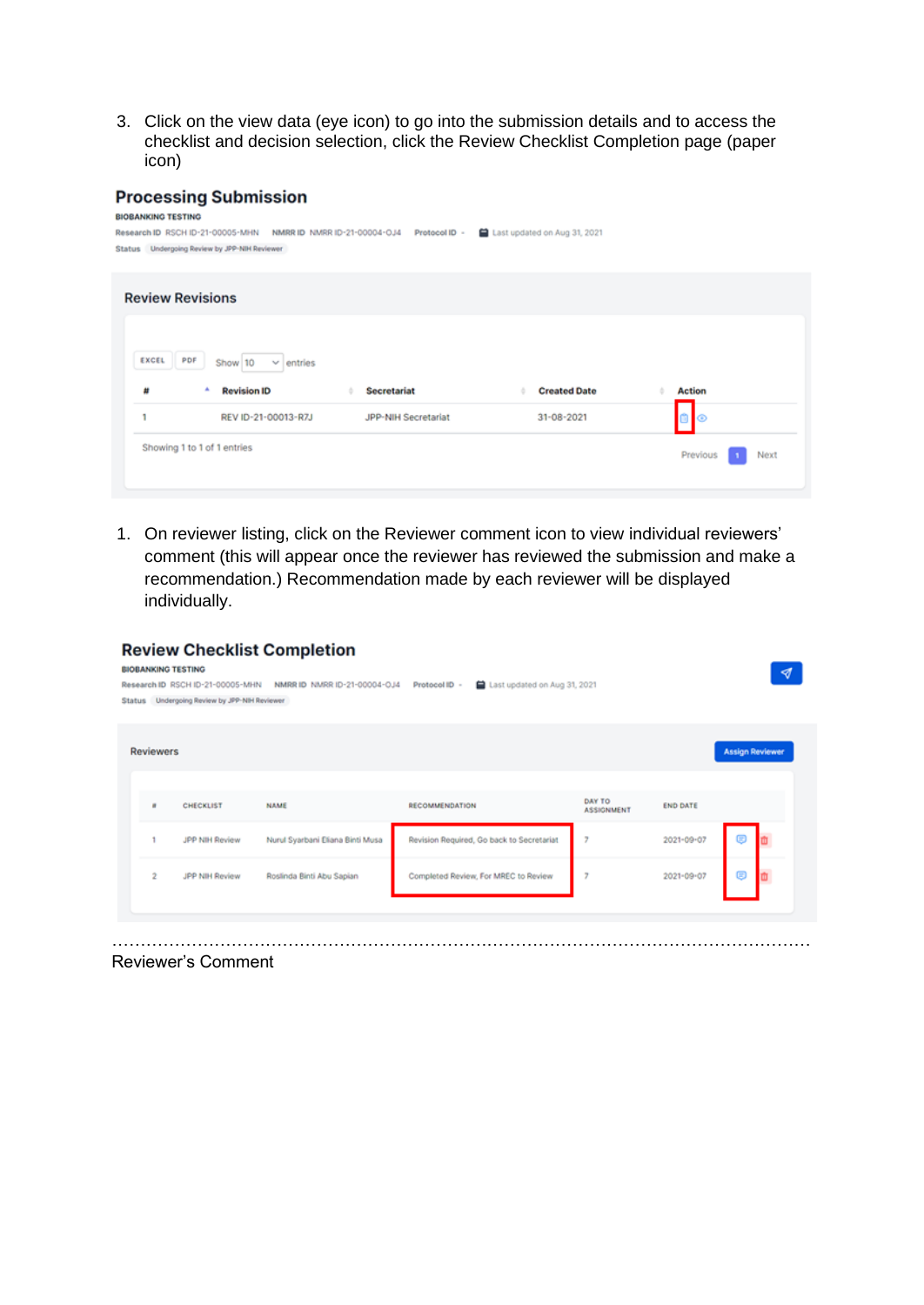3. Click on the view data (eye icon) to go into the submission details and to access the checklist and decision selection, click the Review Checklist Completion page (paper icon)

## Processing Submission

BIOBANKING TESTING

Research ID RSCH ID-21-00005-MHN NMRR ID NMRR ID-21-00004-OJ4 Protocol ID - Last updated on Aug 31, 2021

Status Undergoing Review by JPP-NIH Reviewer

### Review Revisions

EXCEL PDF Show 10 entries

| # | Revision ID | Secretariat | Created Date | Action |
|---|---|---|---|---|
| 1 | REV ID-21-00013-R7J | JPP-NIH Secretariat | 31-08-2021 | |

Showing 1 to 1 of 1 entries

Previous 1 Next

1. On reviewer listing, click on the Reviewer comment icon to view individual reviewers' comment (this will appear once the reviewer has reviewed the submission and make a recommendation.) Recommendation made by each reviewer will be displayed individually.

## Review Checklist Completion

BIOBANKING TESTING

Research ID RSCH ID-21-00005-MHN NMRR ID NMRR ID-21-00004-OJ4 Protocol ID - Last updated on Aug 31, 2021

Status Undergoing Review by JPP-NIH Reviewer

### Reviewers

Assign Reviewer

| # | CHECKLIST | NAME | RECOMMENDATION | DAY TO ASSIGNMENT | END DATE | |
|---|---|---|---|---|---|---|
| 1 | JPP NIH Review | Nurul Syarbani Eliana Binti Musa | Revision Required, Go back to Secretariat | 7 | 2021-09-07 | |
| 2 | JPP NIH Review | Roslinda Binti Abu Sapian | Completed Review, For MREC to Review | 7 | 2021-09-07 | |

..........................................................................................................

Reviewer's Comment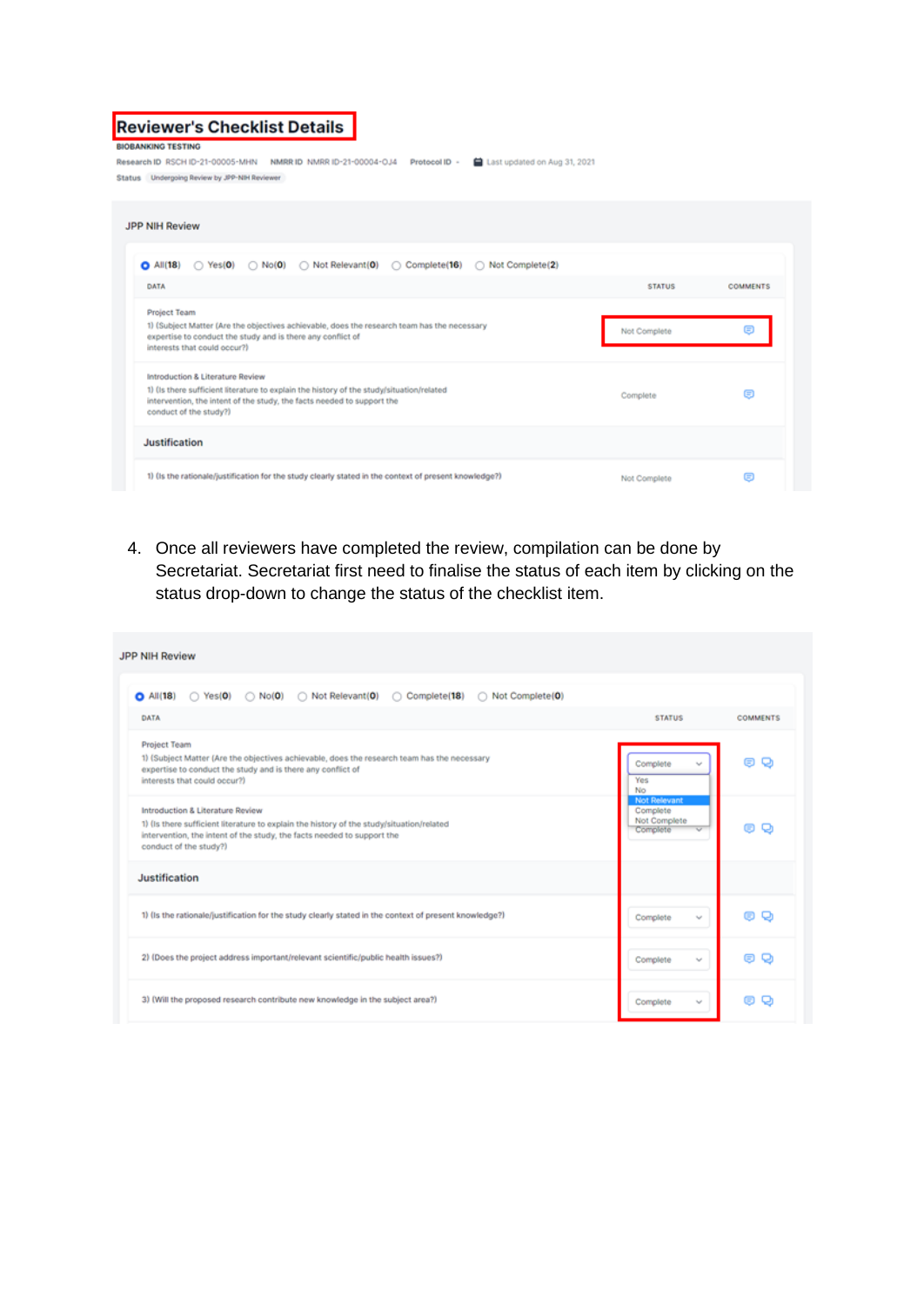# Reviewer's Checklist Details

BIOBANKING TESTING

Research ID RSCH ID-21-00005-MHN NMRR ID NMRR ID-21-00004-OJ4 Protocol ID - Last updated on Aug 31, 2021

Status Undergoing Review by JPP-NIH Reviewer

JPP NIH Review

All(18) Yes(0) No(0) Not Relevant(0) Complete(16) Not Complete(2)

| DATA | STATUS | COMMENTS |
|---|---|---|
| Project Team<br>1) (Subject Matter (Are the objectives achievable, does the research team has the necessary expertise to conduct the study and is there any conflict of interests that could occur?) | Not Complete | |
| Introduction & Literature Review<br>1) (Is there sufficient literature to explain the history of the study/situation/related intervention, the intent of the study, the facts needed to support the conduct of the study?) | Complete | |
| **Justification** | | |
| 1) (Is the rationale/justification for the study clearly stated in the context of present knowledge?) | Not Complete | |

4. Once all reviewers have completed the review, compilation can be done by Secretariat. Secretariat first need to finalise the status of each item by clicking on the status drop-down to change the status of the checklist item.

JPP NIH Review

All(18) Yes(0) No(0) Not Relevant(0) Complete(18) Not Complete(0)

| DATA | STATUS | COMMENTS |
|---|---|---|
| Project Team<br>1) (Subject Matter (Are the objectives achievable, does the research team has the necessary expertise to conduct the study and is there any conflict of interests that could occur?) | Complete (Yes / No / Not Relevant / Complete / Not Complete) | |
| Introduction & Literature Review<br>1) (Is there sufficient literature to explain the history of the study/situation/related intervention, the intent of the study, the facts needed to support the conduct of the study?) | Complete | |
| **Justification** | | |
| 1) (Is the rationale/justification for the study clearly stated in the context of present knowledge?) | Complete | |
| 2) (Does the project address important/relevant scientific/public health issues?) | Complete | |
| 3) (Will the proposed research contribute new knowledge in the subject area?) | Complete | |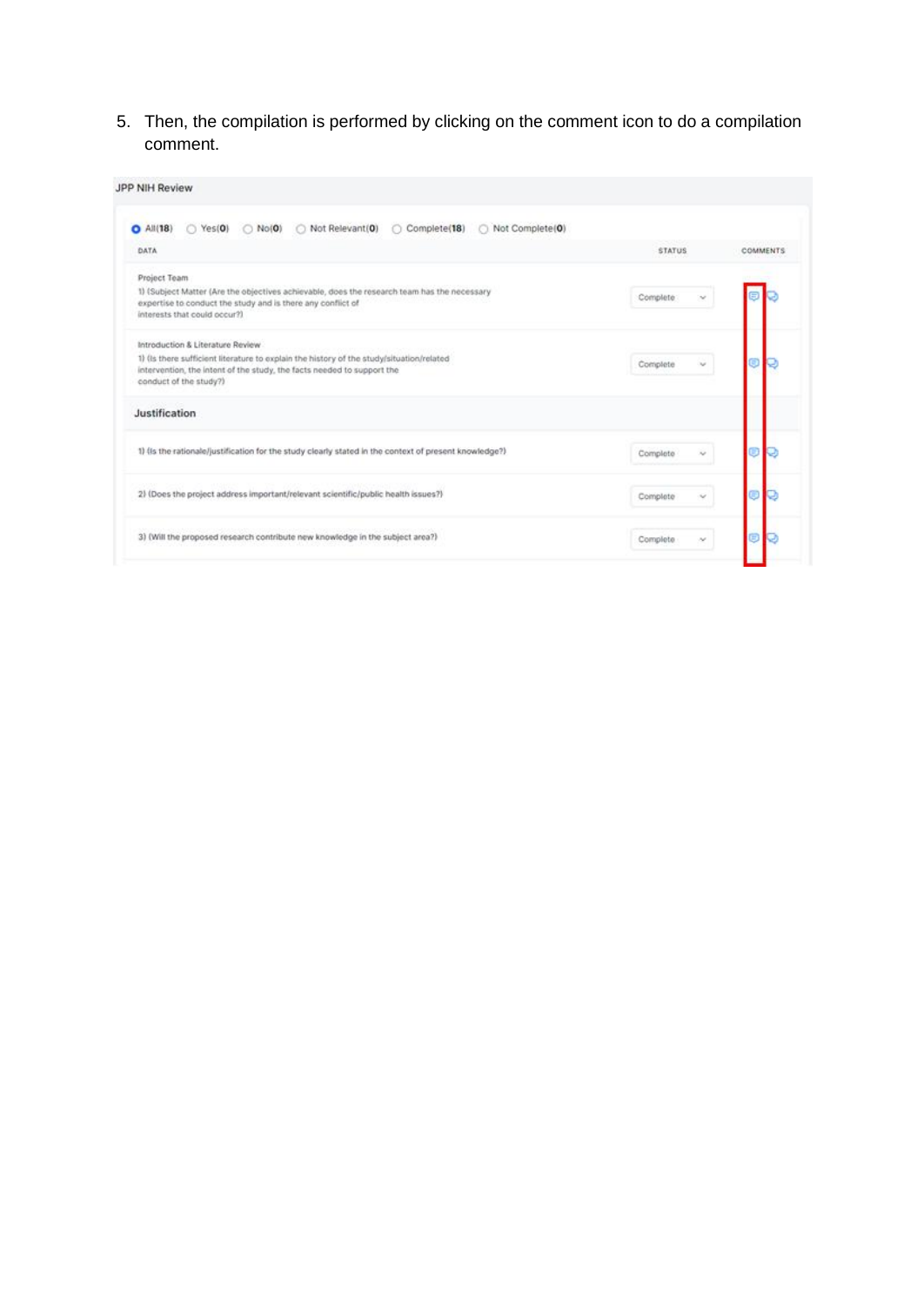5. Then, the compilation is performed by clicking on the comment icon to do a compilation comment.

JPP NIH Review

All(18) Yes(0) No(0) Not Relevant(0) Complete(18) Not Complete(0)

| DATA | STATUS | COMMENTS |
| --- | --- | --- |
| Project Team<br>1) (Subject Matter (Are the objectives achievable, does the research team has the necessary expertise to conduct the study and is there any conflict of interests that could occur?) | Complete | |
| Introduction & Literature Review<br>1) (Is there sufficient literature to explain the history of the study/situation/related intervention, the intent of the study, the facts needed to support the conduct of the study?) | Complete | |
| **Justification** | | |
| 1) (Is the rationale/justification for the study clearly stated in the context of present knowledge?) | Complete | |
| 2) (Does the project address important/relevant scientific/public health issues?) | Complete | |
| 3) (Will the proposed research contribute new knowledge in the subject area?) | Complete | |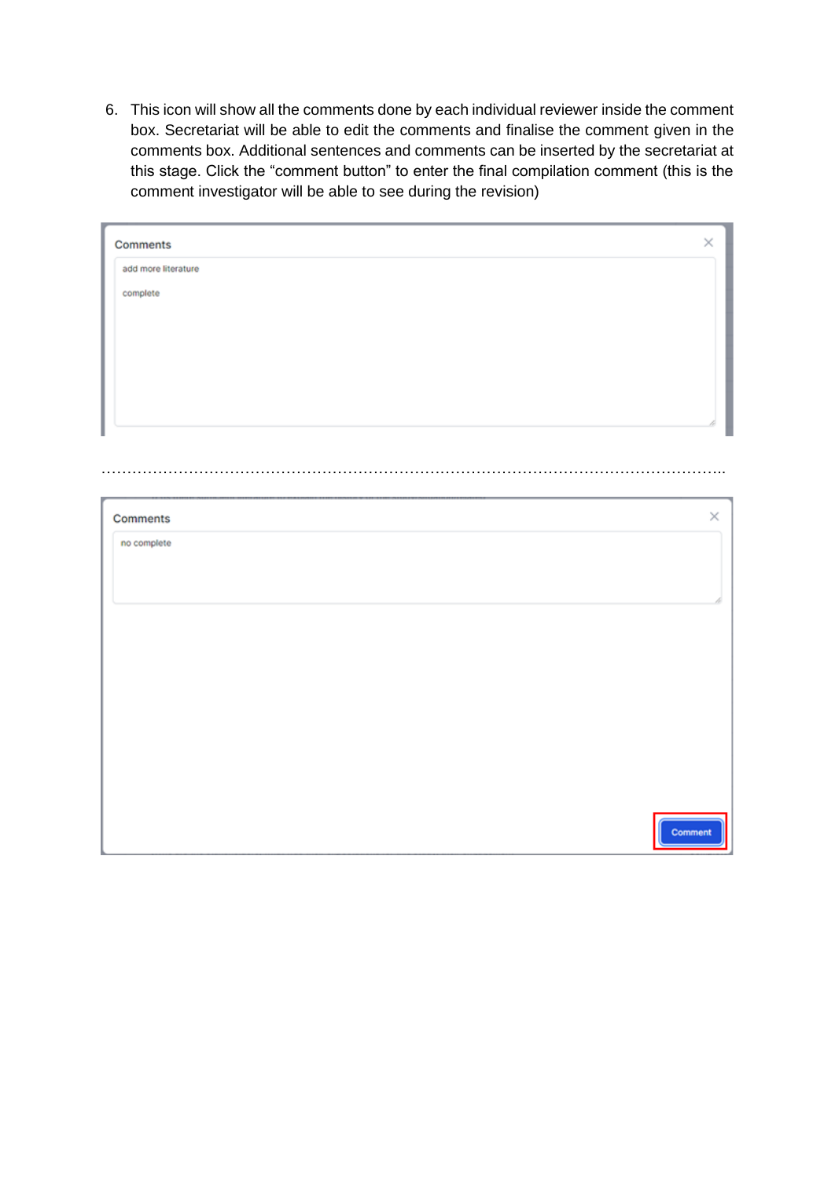6. This icon will show all the comments done by each individual reviewer inside the comment box. Secretariat will be able to edit the comments and finalise the comment given in the comments box. Additional sentences and comments can be inserted by the secretariat at this stage. Click the "comment button" to enter the final compilation comment (this is the comment investigator will be able to see during the revision)

Comments

add more literature

complete

…………………………………………………………………………………………………………………..

Comments

no complete

Comment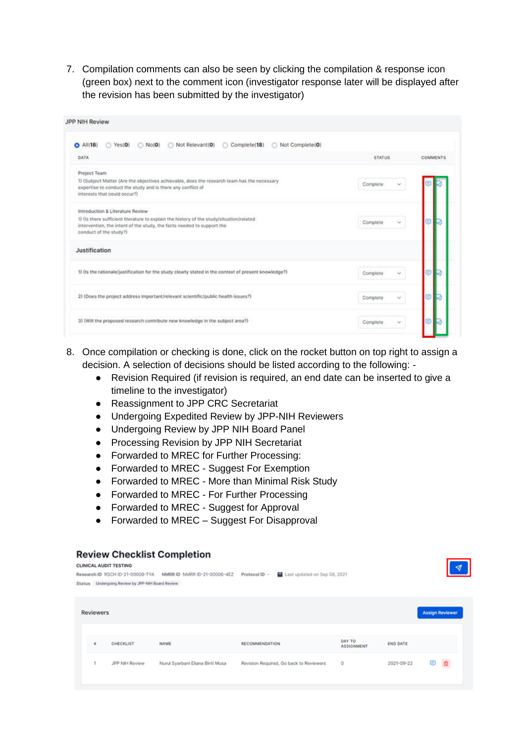7. Compilation comments can also be seen by clicking the compilation & response icon (green box) next to the comment icon (investigator response later will be displayed after the revision has been submitted by the investigator)

8. Once compilation or checking is done, click on the rocket button on top right to assign a decision. A selection of decisions should be listed according to the following: -
    - Revision Required (if revision is required, an end date can be inserted to give a timeline to the investigator)
    - Reassignment to JPP CRC Secretariat
    - Undergoing Expedited Review by JPP-NIH Reviewers
    - Undergoing Review by JPP NIH Board Panel
    - Processing Revision by JPP NIH Secretariat
    - Forwarded to MREC for Further Processing:
    - Forwarded to MREC - Suggest For Exemption
    - Forwarded to MREC - More than Minimal Risk Study
    - Forwarded to MREC - For Further Processing
    - Forwarded to MREC - Suggest for Approval
    - Forwarded to MREC – Suggest For Disapproval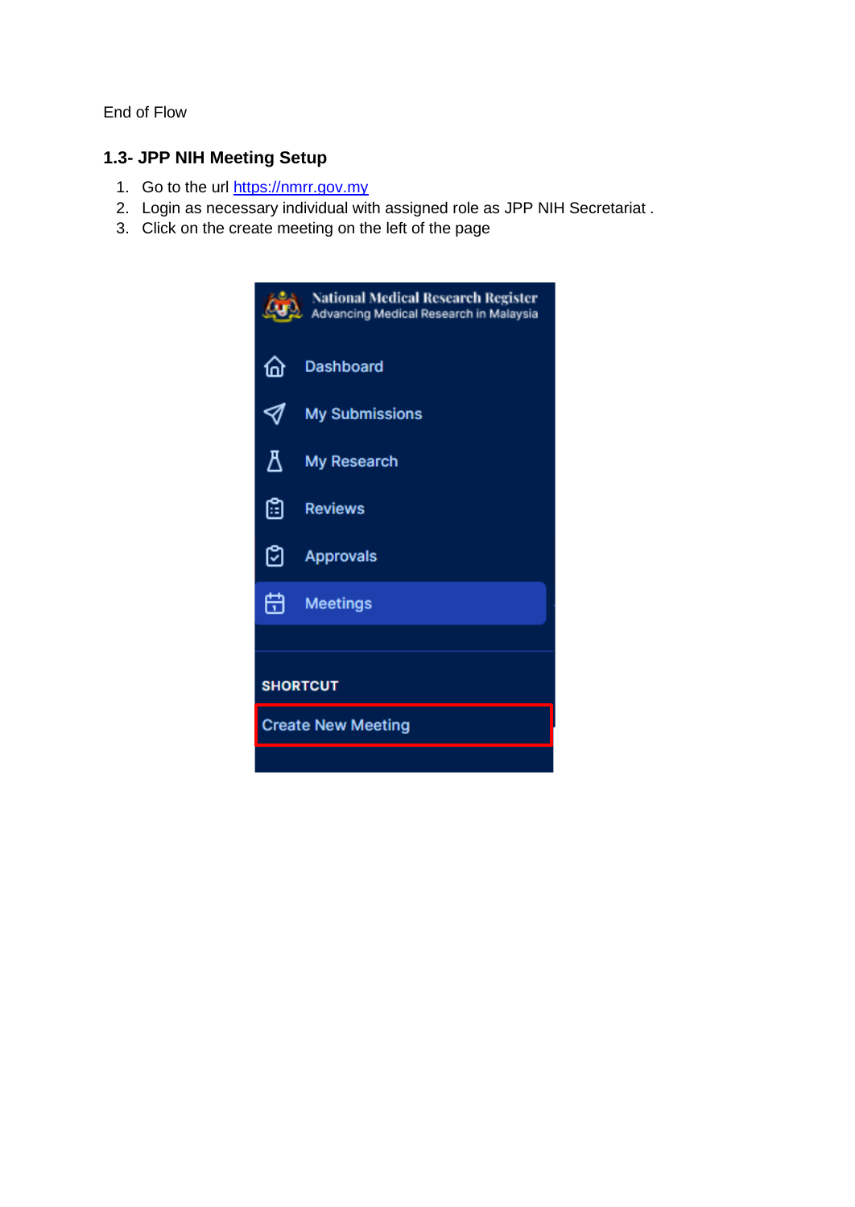End of Flow

### 1.3- JPP NIH Meeting Setup

1. Go to the url [https://nmrr.gov.my](https://nmrr.gov.my)
2. Login as necessary individual with assigned role as JPP NIH Secretariat .
3. Click on the create meeting on the left of the page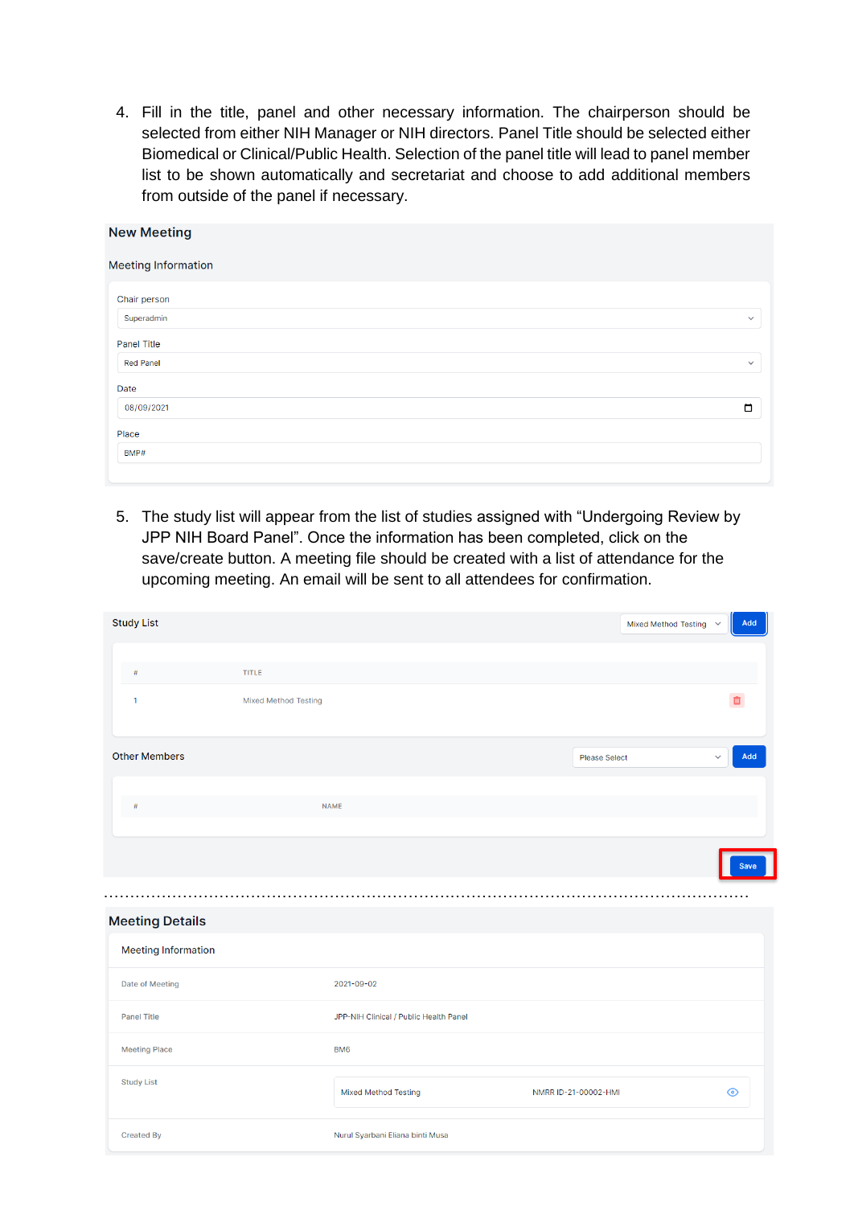4. Fill in the title, panel and other necessary information. The chairperson should be selected from either NIH Manager or NIH directors. Panel Title should be selected either Biomedical or Clinical/Public Health. Selection of the panel title will lead to panel member list to be shown automatically and secretariat and choose to add additional members from outside of the panel if necessary.

**New Meeting**

Meeting Information

Chair person

Superadmin

Panel Title

Red Panel

Date

08/09/2021

Place

BMP#

5. The study list will appear from the list of studies assigned with "Undergoing Review by JPP NIH Board Panel". Once the information has been completed, click on the save/create button. A meeting file should be created with a list of attendance for the upcoming meeting. An email will be sent to all attendees for confirmation.

Study List — Mixed Method Testing — Add

| # | TITLE |
|---|---|
| 1 | Mixed Method Testing |

Other Members — Please Select — Add

| # | NAME |
|---|---|

Save

**Meeting Details**

Meeting Information

| | |
|---|---|
| Date of Meeting | 2021-09-02 |
| Panel Title | JPP-NIH Clinical / Public Health Panel |
| Meeting Place | BM6 |
| Study List | Mixed Method Testing — NMRR ID-21-00002-HMI |
| Created By | Nurul Syarbani Eliana binti Musa |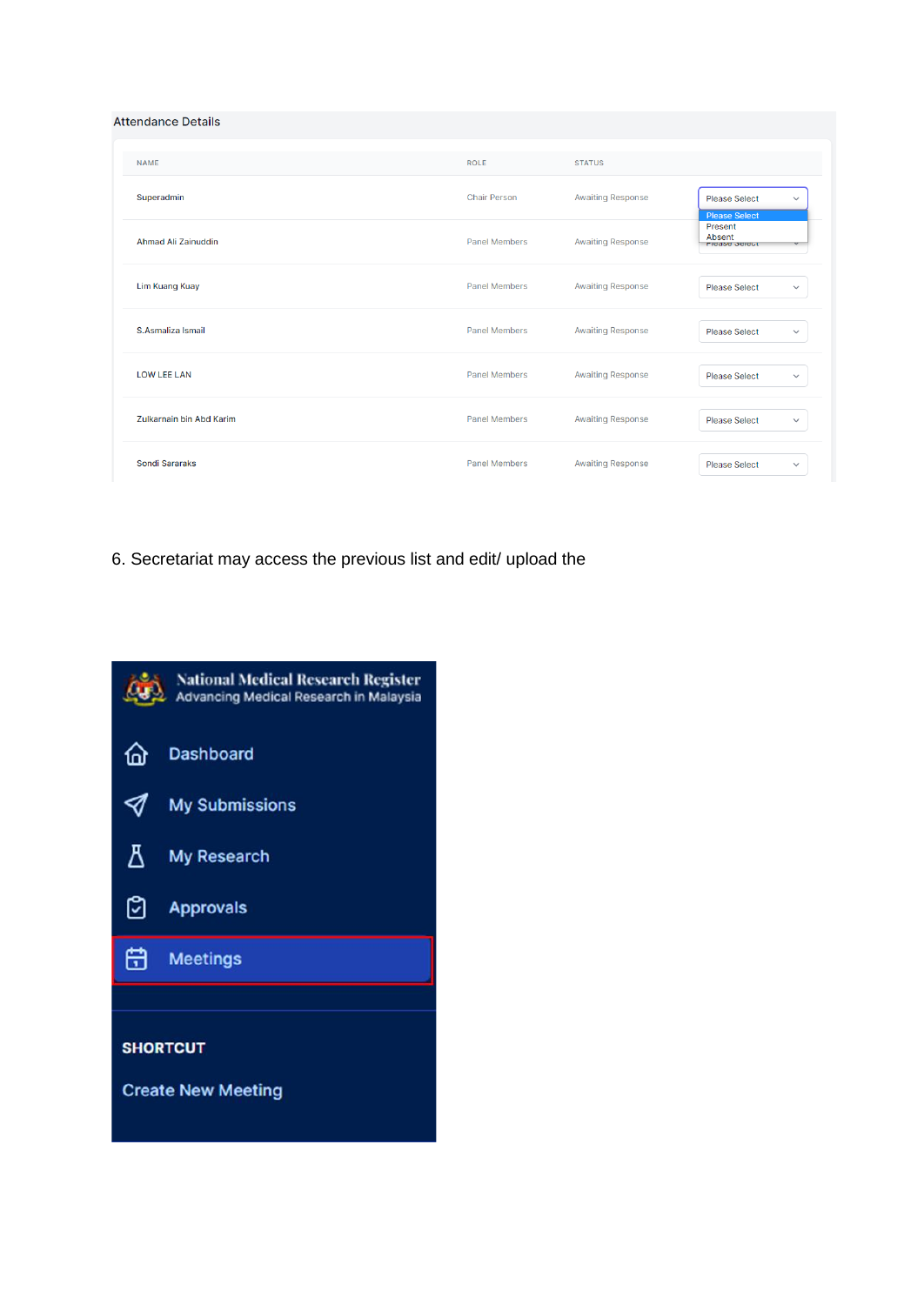Attendance Details

| NAME | ROLE | STATUS | |
|---|---|---|---|
| Superadmin | Chair Person | Awaiting Response | Please Select |
| Ahmad Ali Zainuddin | Panel Members | Awaiting Response | Please Select |
| Lim Kuang Kuay | Panel Members | Awaiting Response | Please Select |
| S.Asmaliza Ismail | Panel Members | Awaiting Response | Please Select |
| LOW LEE LAN | Panel Members | Awaiting Response | Please Select |
| Zulkarnain bin Abd Karim | Panel Members | Awaiting Response | Please Select |
| Sondi Sararaks | Panel Members | Awaiting Response | Please Select |

Please Select
Present
Absent

6. Secretariat may access the previous list and edit/ upload the

National Medical Research Register
Advancing Medical Research in Malaysia

- Dashboard
- My Submissions
- My Research
- Approvals
- Meetings

SHORTCUT

Create New Meeting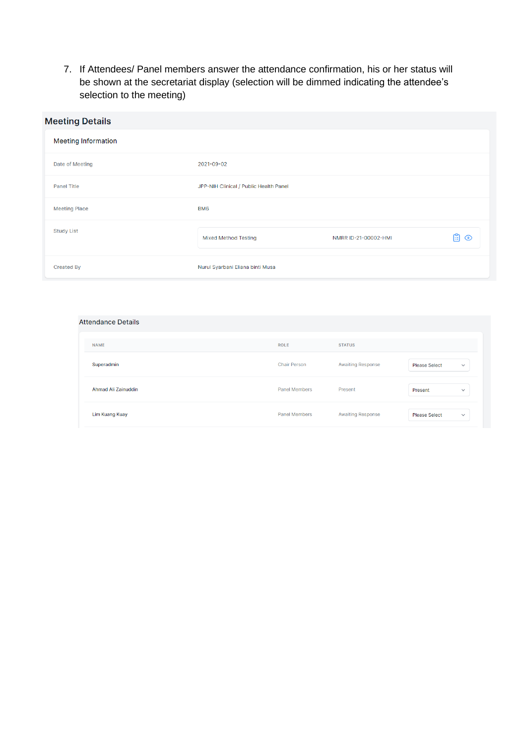7. If Attendees/ Panel members answer the attendance confirmation, his or her status will be shown at the secretariat display (selection will be dimmed indicating the attendee's selection to the meeting)

## Meeting Details

### Meeting Information

| | |
|---|---|
| Date of Meeting | 2021-09-02 |
| Panel Title | JPP-NIH Clinical / Public Health Panel |
| Meeting Place | BM6 |
| Study List | Mixed Method Testing — NMRR ID-21-00002-HMI |
| Created By | Nurul Syarbani Eliana binti Musa |

### Attendance Details

| NAME | ROLE | STATUS | |
|---|---|---|---|
| Superadmin | Chair Person | Awaiting Response | Please Select |
| Ahmad Ali Zainuddin | Panel Members | Present | Present |
| Lim Kuang Kuay | Panel Members | Awaiting Response | Please Select |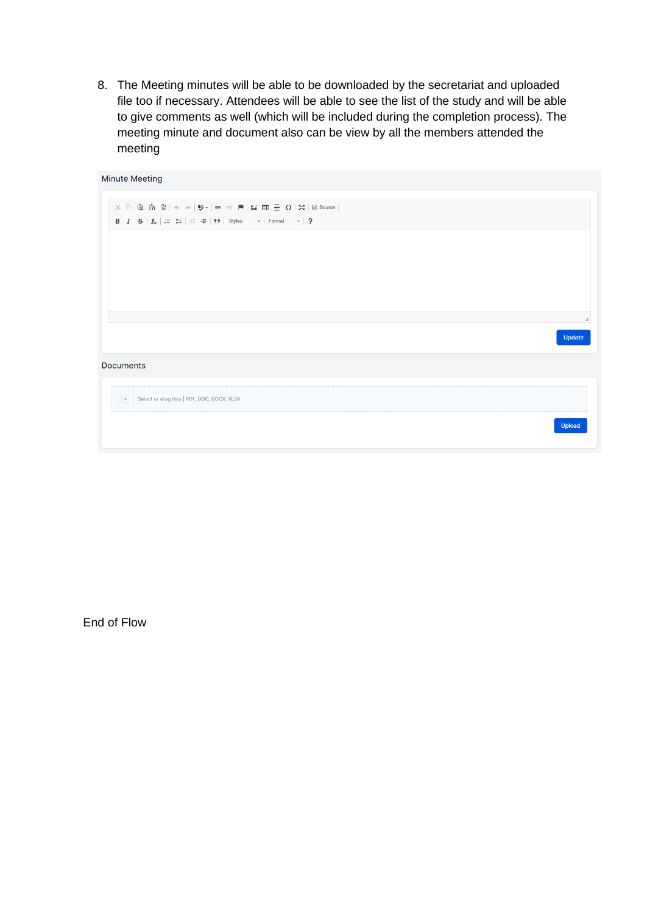8. The Meeting minutes will be able to be downloaded by the secretariat and uploaded file too if necessary. Attendees will be able to see the list of the study and will be able to give comments as well (which will be included during the completion process). The meeting minute and document also can be view by all the members attended the meeting

Minute Meeting

Source

Styles

Format

Update

Documents

Select or drag files | PDF, DOC, DOCX, XLSX

Upload

End of Flow